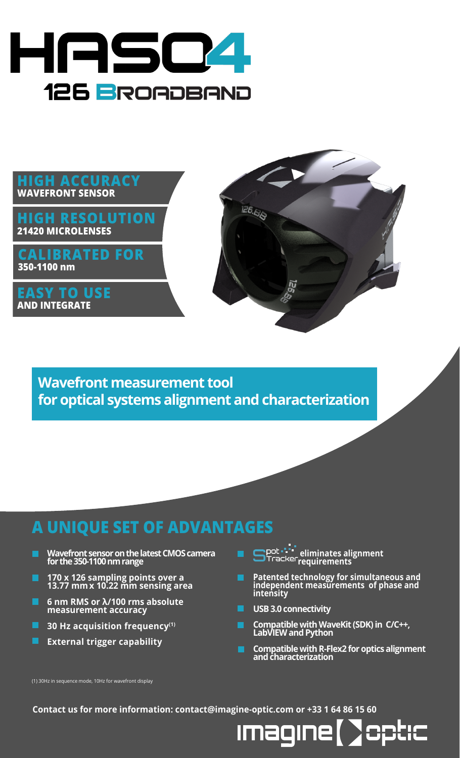# HASO4

## 126 BROADBAND

**HIGH ACCURACY**
**WAVEFRONT SENSOR**

**HIGH RESOLUTION**
**21420 MICROLENSES**

**CALIBRATED FOR**
**350-1100 nm**

**EASY TO USE**
**AND INTEGRATE**

**Wavefront measurement tool for optical systems alignment and characterization**

## A UNIQUE SET OF ADVANTAGES

- **Wavefront sensor on the latest CMOS camera for the 350-1100 nm range**
- **170 x 126 sampling points over a 13.77 mm x 10.22 mm sensing area**
- **6 nm RMS or λ/100 rms absolute measurement accuracy**
- **30 Hz acquisition frequency(1)**
- **External trigger capability**
- **SpotTracker eliminates alignment requirements**
- **Patented technology for simultaneous and independent measurements of phase and intensity**
- **USB 3.0 connectivity**
- **Compatible with WaveKit (SDK) in C/C++, LabVIEW and Python**
- **Compatible with R-Flex2 for optics alignment and characterization**

(1) 30Hz in sequence mode, 10Hz for wavefront display

**Contact us for more information: contact@imagine-optic.com or +33 1 64 86 15 60**

imagine optic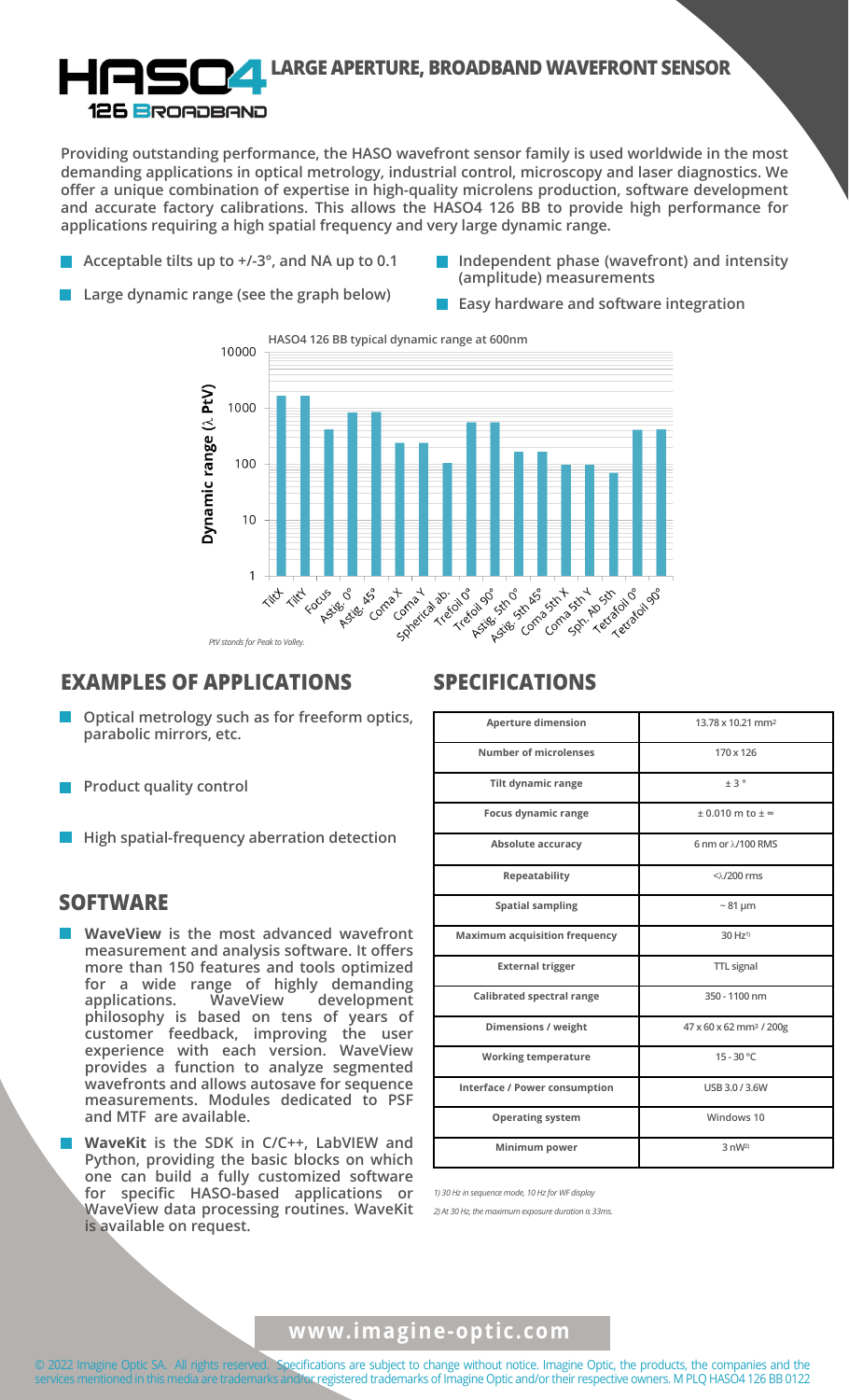# HASO4 126 Broadband — LARGE APERTURE, BROADBAND WAVEFRONT SENSOR

**Providing outstanding performance, the HASO wavefront sensor family is used worldwide in the most demanding applications in optical metrology, industrial control, microscopy and laser diagnostics. We offer a unique combination of expertise in high-quality microlens production, software development and accurate factory calibrations. This allows the HASO4 126 BB to provide high performance for applications requiring a high spatial frequency and very large dynamic range.**

- **Acceptable tilts up to +/-3°, and NA up to 0.1**
- **Large dynamic range (see the graph below)**
- **Independent phase (wavefront) and intensity (amplitude) measurements**
- **Easy hardware and software integration**

HASO4 126 BB typical dynamic range at 600nm

Dynamic range (λ PtV)

10000
1000
100
10
1

TiltX, TiltY, Focus, Astig. 0°, Astig. 45°, Coma X, Coma Y, Spherical ab., Trefoil 0°, Trefoil 90°, Astig. 5th 0°, Astig. 5th 45°, Coma 5th X, Coma 5th Y, Sph. Ab 5th, Tetrafoil 0°, Tetrafoil 90°

*PtV stands for Peak to Valley.*

## EXAMPLES OF APPLICATIONS

- **Optical metrology such as for freeform optics, parabolic mirrors, etc.**
- **Product quality control**
- **High spatial-frequency aberration detection**

## SOFTWARE

- **WaveView is the most advanced wavefront measurement and analysis software. It offers more than 150 features and tools optimized for a wide range of highly demanding applications. WaveView development philosophy is based on tens of years of customer feedback, improving the user experience with each version. WaveView provides a function to analyze segmented wavefronts and allows autosave for sequence measurements. Modules dedicated to PSF and MTF are available.**
- **WaveKit is the SDK in C/C++, LabVIEW and Python, providing the basic blocks on which one can build a fully customized software for specific HASO-based applications or WaveView data processing routines. WaveKit is available on request.**

## SPECIFICATIONS

| | |
|---|---|
| **Aperture dimension** | 13.78 x 10.21 mm² |
| **Number of microlenses** | 170 x 126 |
| **Tilt dynamic range** | ± 3 ° |
| **Focus dynamic range** | ± 0.010 m to ± ∞ |
| **Absolute accuracy** | 6 nm or λ/100 RMS |
| **Repeatability** | <λ/200 rms |
| **Spatial sampling** | ~ 81 µm |
| **Maximum acquisition frequency** | 30 Hz[1)] |
| **External trigger** | TTL signal |
| **Calibrated spectral range** | 350 - 1100 nm |
| **Dimensions / weight** | 47 x 60 x 62 mm³ / 200g |
| **Working temperature** | 15 - 30 °C |
| **Interface / Power consumption** | USB 3.0 / 3.6W |
| **Operating system** | Windows 10 |
| **Minimum power** | 3 nW[2)] |

*1) 30 Hz in sequence mode, 10 Hz for WF display*

*2) At 30 Hz, the maximum exposure duration is 33ms.*

**www.imagine-optic.com**

© 2022 Imagine Optic SA. All rights reserved. Specifications are subject to change without notice. Imagine Optic, the products, the companies and the services mentioned in this media are trademarks and/or registered trademarks of Imagine Optic and/or their respective owners. M PLQ HASO4 126 BB 0122